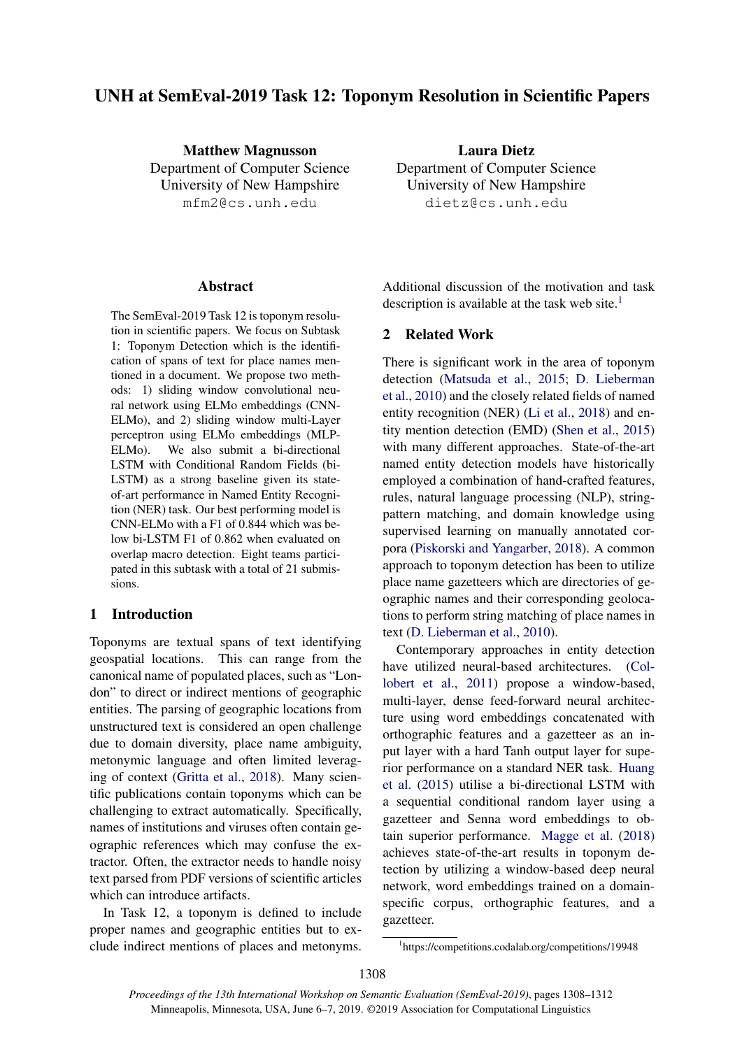# UNH at SemEval-2019 Task 12: Toponym Resolution in Scientific Papers

**Matthew Magnusson**
Department of Computer Science
University of New Hampshire
mfm2@cs.unh.edu

**Laura Dietz**
Department of Computer Science
University of New Hampshire
dietz@cs.unh.edu

## Abstract

The SemEval-2019 Task 12 is toponym resolution in scientific papers. We focus on Subtask 1: Toponym Detection which is the identification of spans of text for place names mentioned in a document. We propose two methods: 1) sliding window convolutional neural network using ELMo embeddings (CNN-ELMo), and 2) sliding window multi-Layer perceptron using ELMo embeddings (MLP-ELMo). We also submit a bi-directional LSTM with Conditional Random Fields (bi-LSTM) as a strong baseline given its state-of-art performance in Named Entity Recognition (NER) task. Our best performing model is CNN-ELMo with a F1 of 0.844 which was below bi-LSTM F1 of 0.862 when evaluated on overlap macro detection. Eight teams participated in this subtask with a total of 21 submissions.

## 1 Introduction

Toponyms are textual spans of text identifying geospatial locations. This can range from the canonical name of populated places, such as "London" to direct or indirect mentions of geographic entities. The parsing of geographic locations from unstructured text is considered an open challenge due to domain diversity, place name ambiguity, metonymic language and often limited leveraging of context (Gritta et al., 2018). Many scientific publications contain toponyms which can be challenging to extract automatically. Specifically, names of institutions and viruses often contain geographic references which may confuse the extractor. Often, the extractor needs to handle noisy text parsed from PDF versions of scientific articles which can introduce artifacts.

In Task 12, a toponym is defined to include proper names and geographic entities but to exclude indirect mentions of places and metonyms. Additional discussion of the motivation and task description is available at the task web site.[1]

## 2 Related Work

There is significant work in the area of toponym detection (Matsuda et al., 2015; D. Lieberman et al., 2010) and the closely related fields of named entity recognition (NER) (Li et al., 2018) and entity mention detection (EMD) (Shen et al., 2015) with many different approaches. State-of-the-art named entity detection models have historically employed a combination of hand-crafted features, rules, natural language processing (NLP), string-pattern matching, and domain knowledge using supervised learning on manually annotated corpora (Piskorski and Yangarber, 2018). A common approach to toponym detection has been to utilize place name gazetteers which are directories of geographic names and their corresponding geolocations to perform string matching of place names in text (D. Lieberman et al., 2010).

Contemporary approaches in entity detection have utilized neural-based architectures. (Collobert et al., 2011) propose a window-based, multi-layer, dense feed-forward neural architecture using word embeddings concatenated with orthographic features and a gazetteer as an input layer with a hard Tanh output layer for superior performance on a standard NER task. Huang et al. (2015) utilise a bi-directional LSTM with a sequential conditional random layer using a gazetteer and Senna word embeddings to obtain superior performance. Magge et al. (2018) achieves state-of-the-art results in toponym detection by utilizing a window-based deep neural network, word embeddings trained on a domain-specific corpus, orthographic features, and a gazetteer.

[1] https://competitions.codalab.org/competitions/19948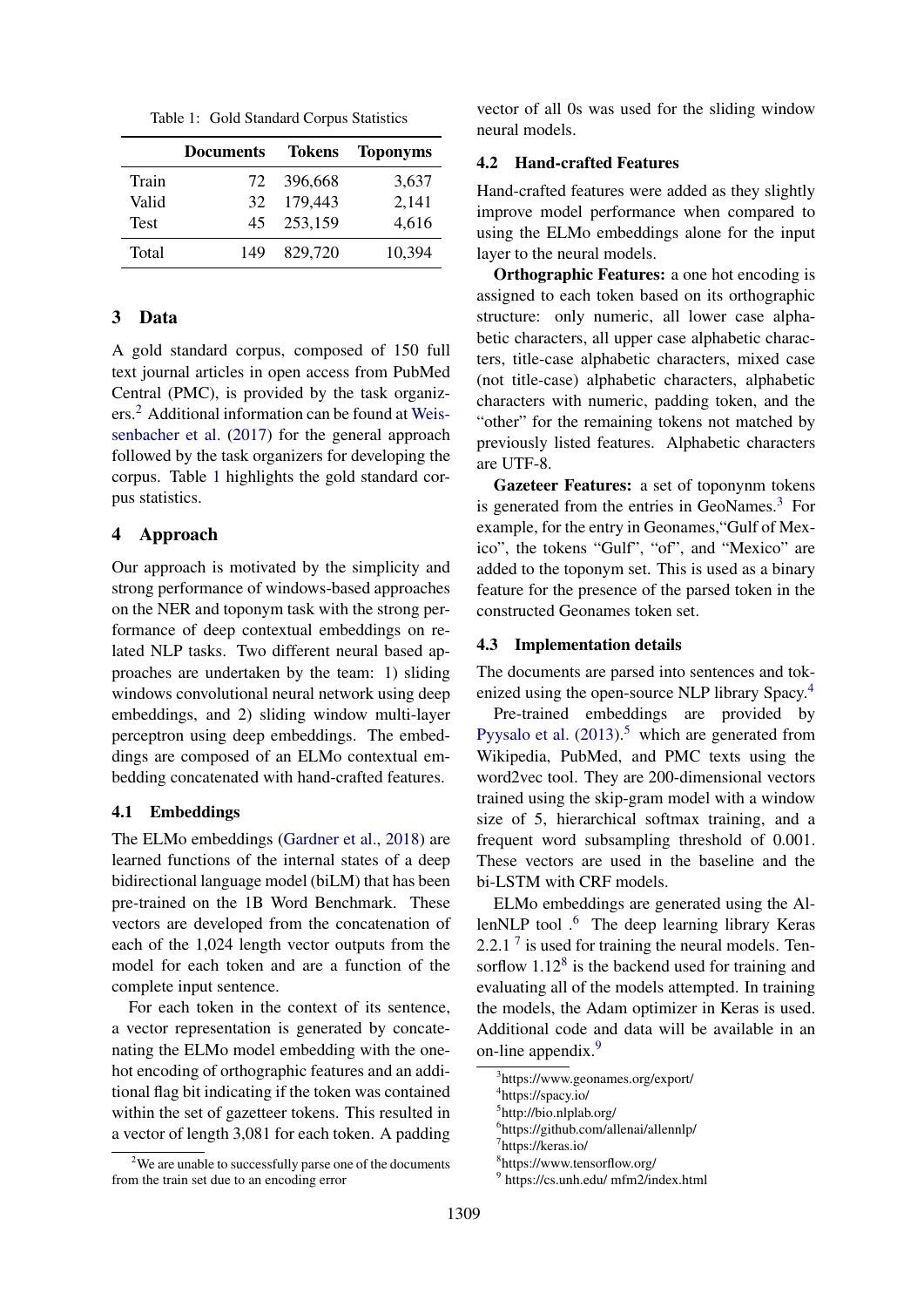Table 1: Gold Standard Corpus Statistics

| | Documents | Tokens | Toponyms |
|---|---|---|---|
| Train | 72 | 396,668 | 3,637 |
| Valid | 32 | 179,443 | 2,141 |
| Test | 45 | 253,159 | 4,616 |
| Total | 149 | 829,720 | 10,394 |

## 3 Data

A gold standard corpus, composed of 150 full text journal articles in open access from PubMed Central (PMC), is provided by the task organizers.[2] Additional information can be found at Weissenbacher et al. (2017) for the general approach followed by the task organizers for developing the corpus. Table 1 highlights the gold standard corpus statistics.

## 4 Approach

Our approach is motivated by the simplicity and strong performance of windows-based approaches on the NER and toponym task with the strong performance of deep contextual embeddings on related NLP tasks. Two different neural based approaches are undertaken by the team: 1) sliding windows convolutional neural network using deep embeddings, and 2) sliding window multi-layer perceptron using deep embeddings. The embeddings are composed of an ELMo contextual embedding concatenated with hand-crafted features.

### 4.1 Embeddings

The ELMo embeddings (Gardner et al., 2018) are learned functions of the internal states of a deep bidirectional language model (biLM) that has been pre-trained on the 1B Word Benchmark. These vectors are developed from the concatenation of each of the 1,024 length vector outputs from the model for each token and are a function of the complete input sentence.

For each token in the context of its sentence, a vector representation is generated by concatenating the ELMo model embedding with the one-hot encoding of orthographic features and an additional flag bit indicating if the token was contained within the set of gazetteer tokens. This resulted in a vector of length 3,081 for each token. A padding vector of all 0s was used for the sliding window neural models.

### 4.2 Hand-crafted Features

Hand-crafted features were added as they slightly improve model performance when compared to using the ELMo embeddings alone for the input layer to the neural models.

**Orthographic Features:** a one hot encoding is assigned to each token based on its orthographic structure: only numeric, all lower case alphabetic characters, all upper case alphabetic characters, title-case alphabetic characters, mixed case (not title-case) alphabetic characters, alphabetic characters with numeric, padding token, and the "other" for the remaining tokens not matched by previously listed features. Alphabetic characters are UTF-8.

**Gazeteer Features:** a set of toponynm tokens is generated from the entries in GeoNames.[3] For example, for the entry in Geonames,"Gulf of Mexico", the tokens "Gulf", "of", and "Mexico" are added to the toponym set. This is used as a binary feature for the presence of the parsed token in the constructed Geonames token set.

### 4.3 Implementation details

The documents are parsed into sentences and tokenized using the open-source NLP library Spacy.[4]

Pre-trained embeddings are provided by Pyysalo et al. (2013).[5] which are generated from Wikipedia, PubMed, and PMC texts using the word2vec tool. They are 200-dimensional vectors trained using the skip-gram model with a window size of 5, hierarchical softmax training, and a frequent word subsampling threshold of 0.001. These vectors are used in the baseline and the bi-LSTM with CRF models.

ELMo embeddings are generated using the AllenNLP tool .[6] The deep learning library Keras 2.2.1 [7] is used for training the neural models. Tensorflow 1.12[8] is the backend used for training and evaluating all of the models attempted. In training the models, the Adam optimizer in Keras is used. Additional code and data will be available in an on-line appendix.[9]

[2] We are unable to successfully parse one of the documents from the train set due to an encoding error

[3] https://www.geonames.org/export/

[4] https://spacy.io/

[5] http://bio.nlplab.org/

[6] https://github.com/allenai/allennlp/

[7] https://keras.io/

[8] https://www.tensorflow.org/

[9] https://cs.unh.edu/ mfm2/index.html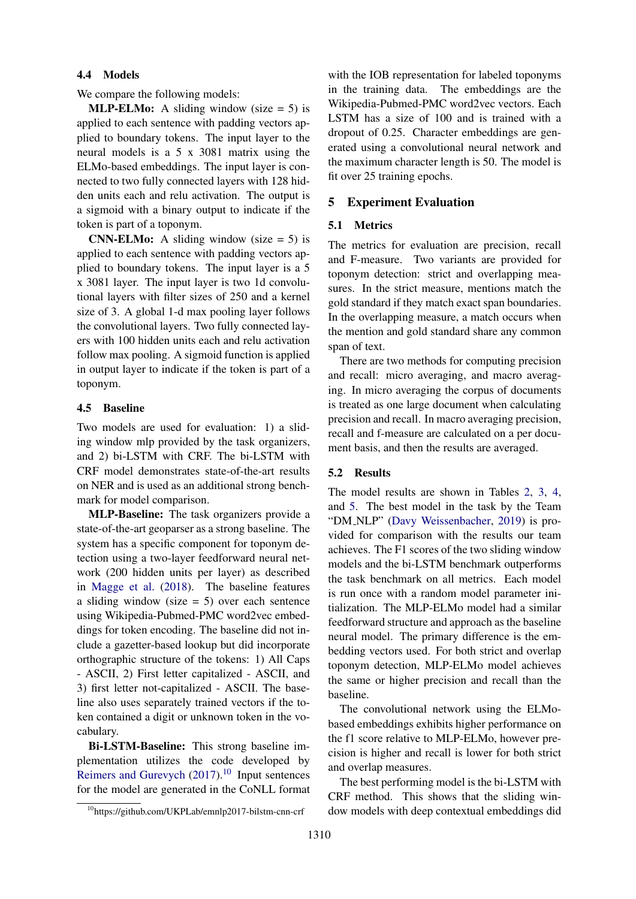### 4.4 Models

We compare the following models:

**MLP-ELMo:** A sliding window (size = 5) is applied to each sentence with padding vectors applied to boundary tokens. The input layer to the neural models is a 5 x 3081 matrix using the ELMo-based embeddings. The input layer is connected to two fully connected layers with 128 hidden units each and relu activation. The output is a sigmoid with a binary output to indicate if the token is part of a toponym.

**CNN-ELMo:** A sliding window (size = 5) is applied to each sentence with padding vectors applied to boundary tokens. The input layer is a 5 x 3081 layer. The input layer is two 1d convolutional layers with filter sizes of 250 and a kernel size of 3. A global 1-d max pooling layer follows the convolutional layers. Two fully connected layers with 100 hidden units each and relu activation follow max pooling. A sigmoid function is applied in output layer to indicate if the token is part of a toponym.

### 4.5 Baseline

Two models are used for evaluation: 1) a sliding window mlp provided by the task organizers, and 2) bi-LSTM with CRF. The bi-LSTM with CRF model demonstrates state-of-the-art results on NER and is used as an additional strong benchmark for model comparison.

**MLP-Baseline:** The task organizers provide a state-of-the-art geoparser as a strong baseline. The system has a specific component for toponym detection using a two-layer feedforward neural network (200 hidden units per layer) as described in Magge et al. (2018). The baseline features a sliding window (size = 5) over each sentence using Wikipedia-Pubmed-PMC word2vec embeddings for token encoding. The baseline did not include a gazetter-based lookup but did incorporate orthographic structure of the tokens: 1) All Caps - ASCII, 2) First letter capitalized - ASCII, and 3) first letter not-capitalized - ASCII. The baseline also uses separately trained vectors if the token contained a digit or unknown token in the vocabulary.

**Bi-LSTM-Baseline:** This strong baseline implementation utilizes the code developed by Reimers and Gurevych (2017).[10] Input sentences for the model are generated in the CoNLL format with the IOB representation for labeled toponyms in the training data. The embeddings are the Wikipedia-Pubmed-PMC word2vec vectors. Each LSTM has a size of 100 and is trained with a dropout of 0.25. Character embeddings are generated using a convolutional neural network and the maximum character length is 50. The model is fit over 25 training epochs.

[10] https://github.com/UKPLab/emnlp2017-bilstm-cnn-crf

## 5 Experiment Evaluation

### 5.1 Metrics

The metrics for evaluation are precision, recall and F-measure. Two variants are provided for toponym detection: strict and overlapping measures. In the strict measure, mentions match the gold standard if they match exact span boundaries. In the overlapping measure, a match occurs when the mention and gold standard share any common span of text.

There are two methods for computing precision and recall: micro averaging, and macro averaging. In micro averaging the corpus of documents is treated as one large document when calculating precision and recall. In macro averaging precision, recall and f-measure are calculated on a per document basis, and then the results are averaged.

### 5.2 Results

The model results are shown in Tables 2, 3, 4, and 5. The best model in the task by the Team "DM_NLP" (Davy Weissenbacher, 2019) is provided for comparison with the results our team achieves. The F1 scores of the two sliding window models and the bi-LSTM benchmark outperforms the task benchmark on all metrics. Each model is run once with a random model parameter initialization. The MLP-ELMo model had a similar feedforward structure and approach as the baseline neural model. The primary difference is the embedding vectors used. For both strict and overlap toponym detection, MLP-ELMo model achieves the same or higher precision and recall than the baseline.

The convolutional network using the ELMo-based embeddings exhibits higher performance on the f1 score relative to MLP-ELMo, however precision is higher and recall is lower for both strict and overlap measures.

The best performing model is the bi-LSTM with CRF method. This shows that the sliding window models with deep contextual embeddings did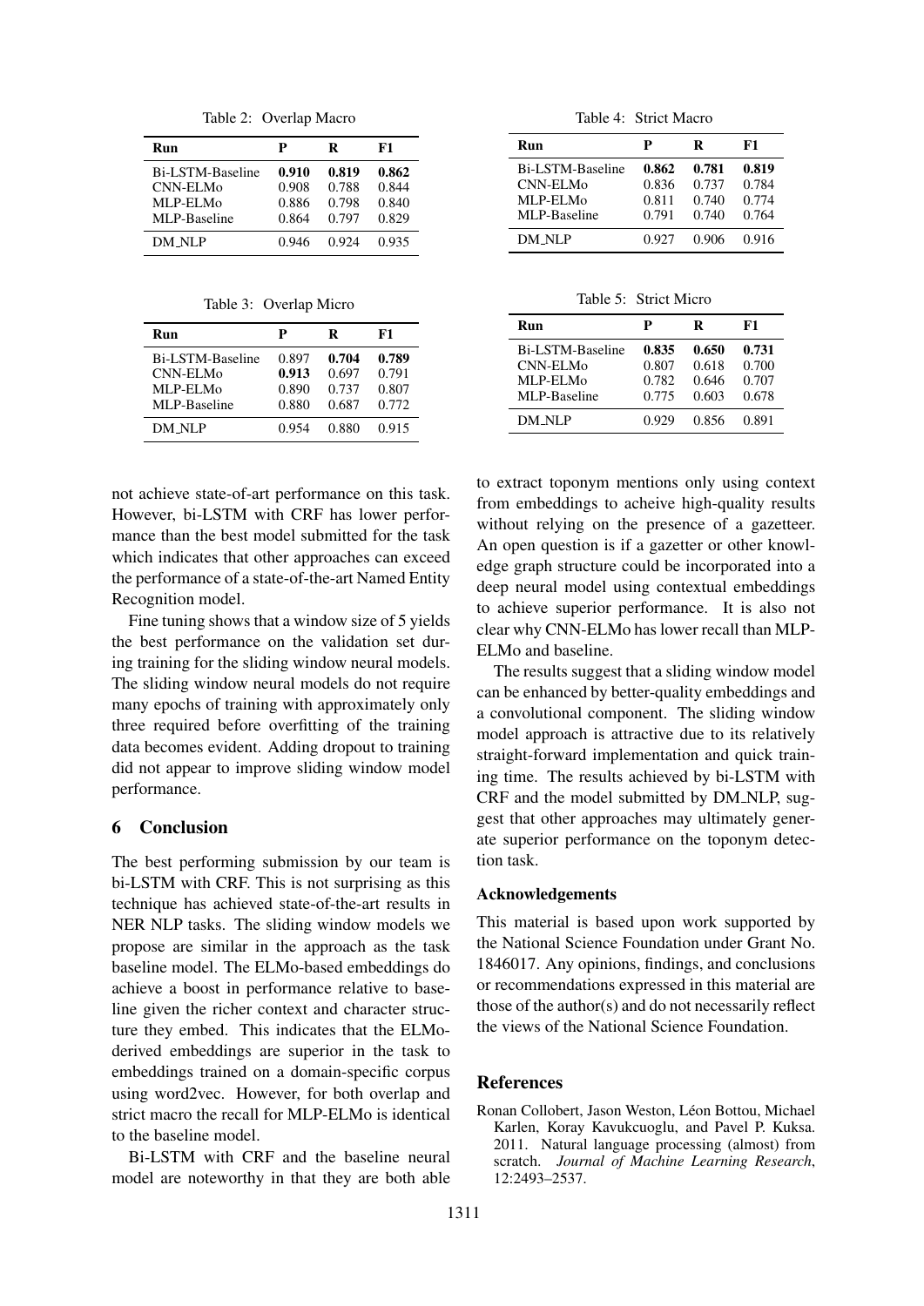Table 2: Overlap Macro

| Run | P | R | F1 |
|---|---|---|---|
| Bi-LSTM-Baseline | **0.910** | **0.819** | **0.862** |
| CNN-ELMo | 0.908 | 0.788 | 0.844 |
| MLP-ELMo | 0.886 | 0.798 | 0.840 |
| MLP-Baseline | 0.864 | 0.797 | 0.829 |
| DM_NLP | 0.946 | 0.924 | 0.935 |

Table 3: Overlap Micro

| Run | P | R | F1 |
|---|---|---|---|
| Bi-LSTM-Baseline | 0.897 | **0.704** | **0.789** |
| CNN-ELMo | **0.913** | 0.697 | 0.791 |
| MLP-ELMo | 0.890 | 0.737 | 0.807 |
| MLP-Baseline | 0.880 | 0.687 | 0.772 |
| DM_NLP | 0.954 | 0.880 | 0.915 |

Table 4: Strict Macro

| Run | P | R | F1 |
|---|---|---|---|
| Bi-LSTM-Baseline | **0.862** | **0.781** | **0.819** |
| CNN-ELMo | 0.836 | 0.737 | 0.784 |
| MLP-ELMo | 0.811 | 0.740 | 0.774 |
| MLP-Baseline | 0.791 | 0.740 | 0.764 |
| DM_NLP | 0.927 | 0.906 | 0.916 |

Table 5: Strict Micro

| Run | P | R | F1 |
|---|---|---|---|
| Bi-LSTM-Baseline | **0.835** | **0.650** | **0.731** |
| CNN-ELMo | 0.807 | 0.618 | 0.700 |
| MLP-ELMo | 0.782 | 0.646 | 0.707 |
| MLP-Baseline | 0.775 | 0.603 | 0.678 |
| DM_NLP | 0.929 | 0.856 | 0.891 |

not achieve state-of-art performance on this task. However, bi-LSTM with CRF has lower performance than the best model submitted for the task which indicates that other approaches can exceed the performance of a state-of-the-art Named Entity Recognition model.

Fine tuning shows that a window size of 5 yields the best performance on the validation set during training for the sliding window neural models. The sliding window neural models do not require many epochs of training with approximately only three required before overfitting of the training data becomes evident. Adding dropout to training did not appear to improve sliding window model performance.

## 6 Conclusion

The best performing submission by our team is bi-LSTM with CRF. This is not surprising as this technique has achieved state-of-the-art results in NER NLP tasks. The sliding window models we propose are similar in the approach as the task baseline model. The ELMo-based embeddings do achieve a boost in performance relative to baseline given the richer context and character structure they embed. This indicates that the ELMo-derived embeddings are superior in the task to embeddings trained on a domain-specific corpus using word2vec. However, for both overlap and strict macro the recall for MLP-ELMo is identical to the baseline model.

Bi-LSTM with CRF and the baseline neural model are noteworthy in that they are both able to extract toponym mentions only using context from embeddings to acheive high-quality results without relying on the presence of a gazetteer. An open question is if a gazetter or other knowledge graph structure could be incorporated into a deep neural model using contextual embeddings to achieve superior performance. It is also not clear why CNN-ELMo has lower recall than MLP-ELMo and baseline.

The results suggest that a sliding window model can be enhanced by better-quality embeddings and a convolutional component. The sliding window model approach is attractive due to its relatively straight-forward implementation and quick training time. The results achieved by bi-LSTM with CRF and the model submitted by DM_NLP, suggest that other approaches may ultimately generate superior performance on the toponym detection task.

### Acknowledgements

This material is based upon work supported by the National Science Foundation under Grant No. 1846017. Any opinions, findings, and conclusions or recommendations expressed in this material are those of the author(s) and do not necessarily reflect the views of the National Science Foundation.

## References

Ronan Collobert, Jason Weston, Léon Bottou, Michael Karlen, Koray Kavukcuoglu, and Pavel P. Kuksa. 2011. Natural language processing (almost) from scratch. *Journal of Machine Learning Research*, 12:2493–2537.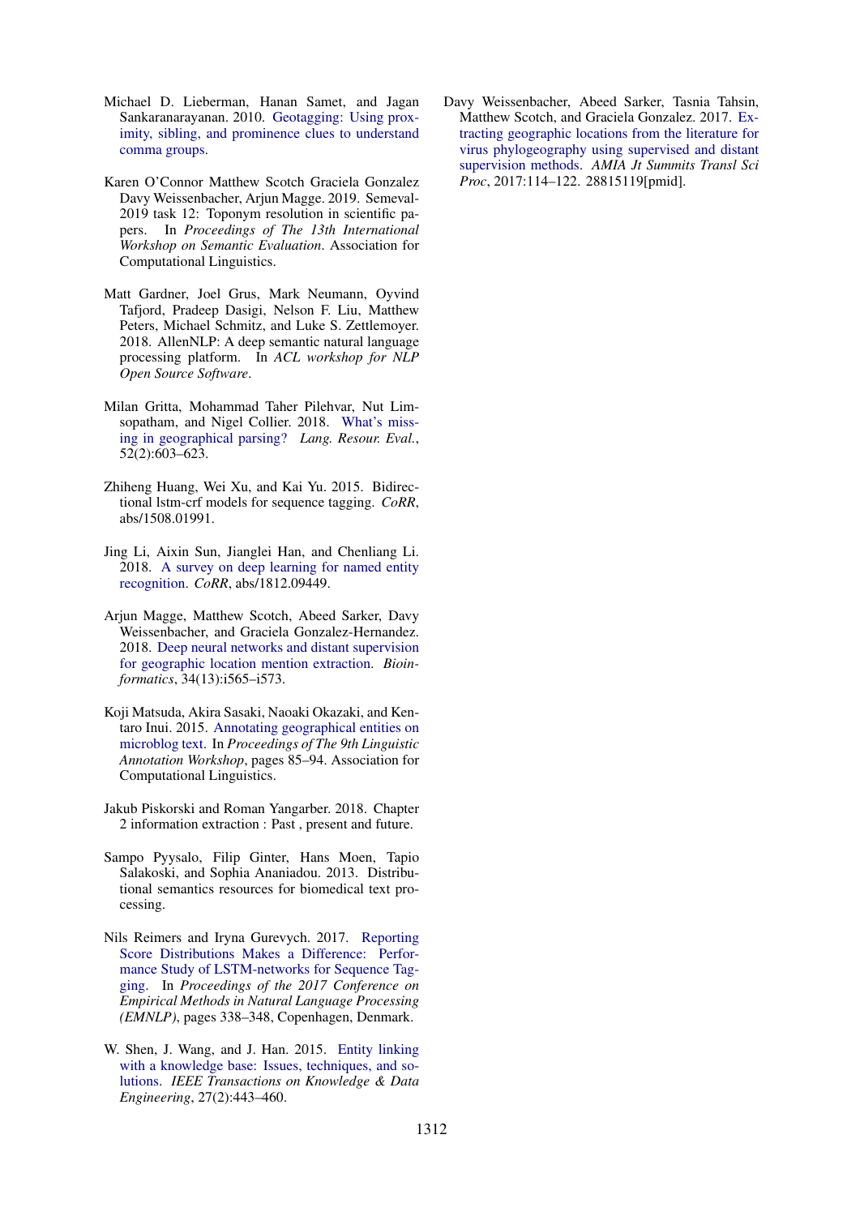Michael D. Lieberman, Hanan Samet, and Jagan Sankaranarayanan. 2010. Geotagging: Using proximity, sibling, and prominence clues to understand comma groups.

Karen O'Connor Matthew Scotch Graciela Gonzalez Davy Weissenbacher, Arjun Magge. 2019. Semeval-2019 task 12: Toponym resolution in scientific papers. In *Proceedings of The 13th International Workshop on Semantic Evaluation*. Association for Computational Linguistics.

Matt Gardner, Joel Grus, Mark Neumann, Oyvind Tafjord, Pradeep Dasigi, Nelson F. Liu, Matthew Peters, Michael Schmitz, and Luke S. Zettlemoyer. 2018. AllenNLP: A deep semantic natural language processing platform. In *ACL workshop for NLP Open Source Software*.

Milan Gritta, Mohammad Taher Pilehvar, Nut Limsopatham, and Nigel Collier. 2018. What's missing in geographical parsing? *Lang. Resour. Eval.*, 52(2):603–623.

Zhiheng Huang, Wei Xu, and Kai Yu. 2015. Bidirectional lstm-crf models for sequence tagging. *CoRR*, abs/1508.01991.

Jing Li, Aixin Sun, Jianglei Han, and Chenliang Li. 2018. A survey on deep learning for named entity recognition. *CoRR*, abs/1812.09449.

Arjun Magge, Matthew Scotch, Abeed Sarker, Davy Weissenbacher, and Graciela Gonzalez-Hernandez. 2018. Deep neural networks and distant supervision for geographic location mention extraction. *Bioinformatics*, 34(13):i565–i573.

Koji Matsuda, Akira Sasaki, Naoaki Okazaki, and Kentaro Inui. 2015. Annotating geographical entities on microblog text. In *Proceedings of The 9th Linguistic Annotation Workshop*, pages 85–94. Association for Computational Linguistics.

Jakub Piskorski and Roman Yangarber. 2018. Chapter 2 information extraction : Past , present and future.

Sampo Pyysalo, Filip Ginter, Hans Moen, Tapio Salakoski, and Sophia Ananiadou. 2013. Distributional semantics resources for biomedical text processing.

Nils Reimers and Iryna Gurevych. 2017. Reporting Score Distributions Makes a Difference: Performance Study of LSTM-networks for Sequence Tagging. In *Proceedings of the 2017 Conference on Empirical Methods in Natural Language Processing (EMNLP)*, pages 338–348, Copenhagen, Denmark.

W. Shen, J. Wang, and J. Han. 2015. Entity linking with a knowledge base: Issues, techniques, and solutions. *IEEE Transactions on Knowledge & Data Engineering*, 27(2):443–460.

Davy Weissenbacher, Abeed Sarker, Tasnia Tahsin, Matthew Scotch, and Graciela Gonzalez. 2017. Extracting geographic locations from the literature for virus phylogeography using supervised and distant supervision methods. *AMIA Jt Summits Transl Sci Proc*, 2017:114–122. 28815119[pmid].